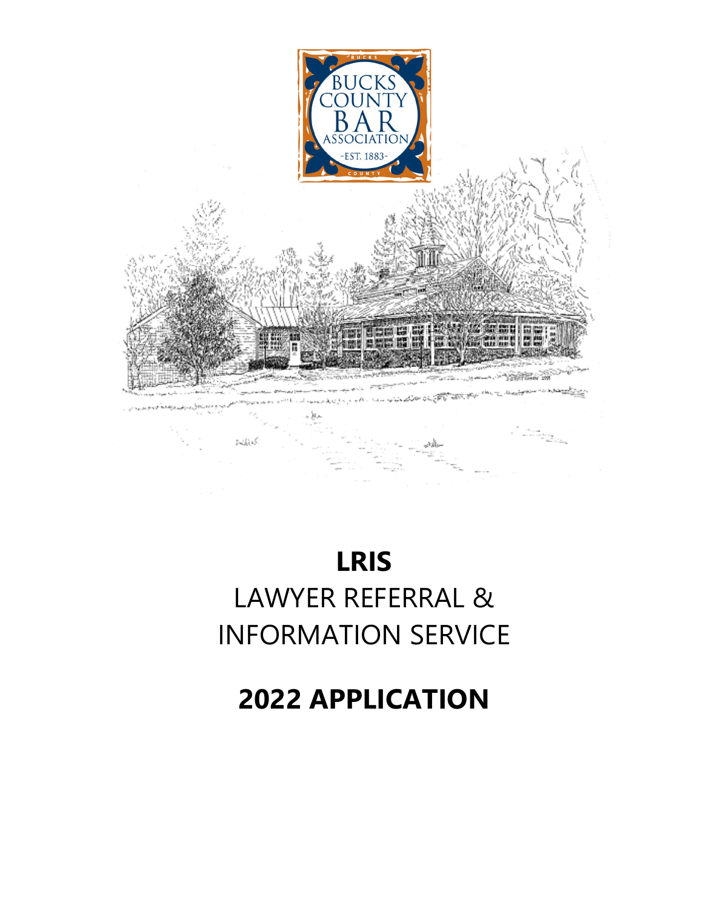# LRIS

LAWYER REFERRAL & INFORMATION SERVICE

# 2022 APPLICATION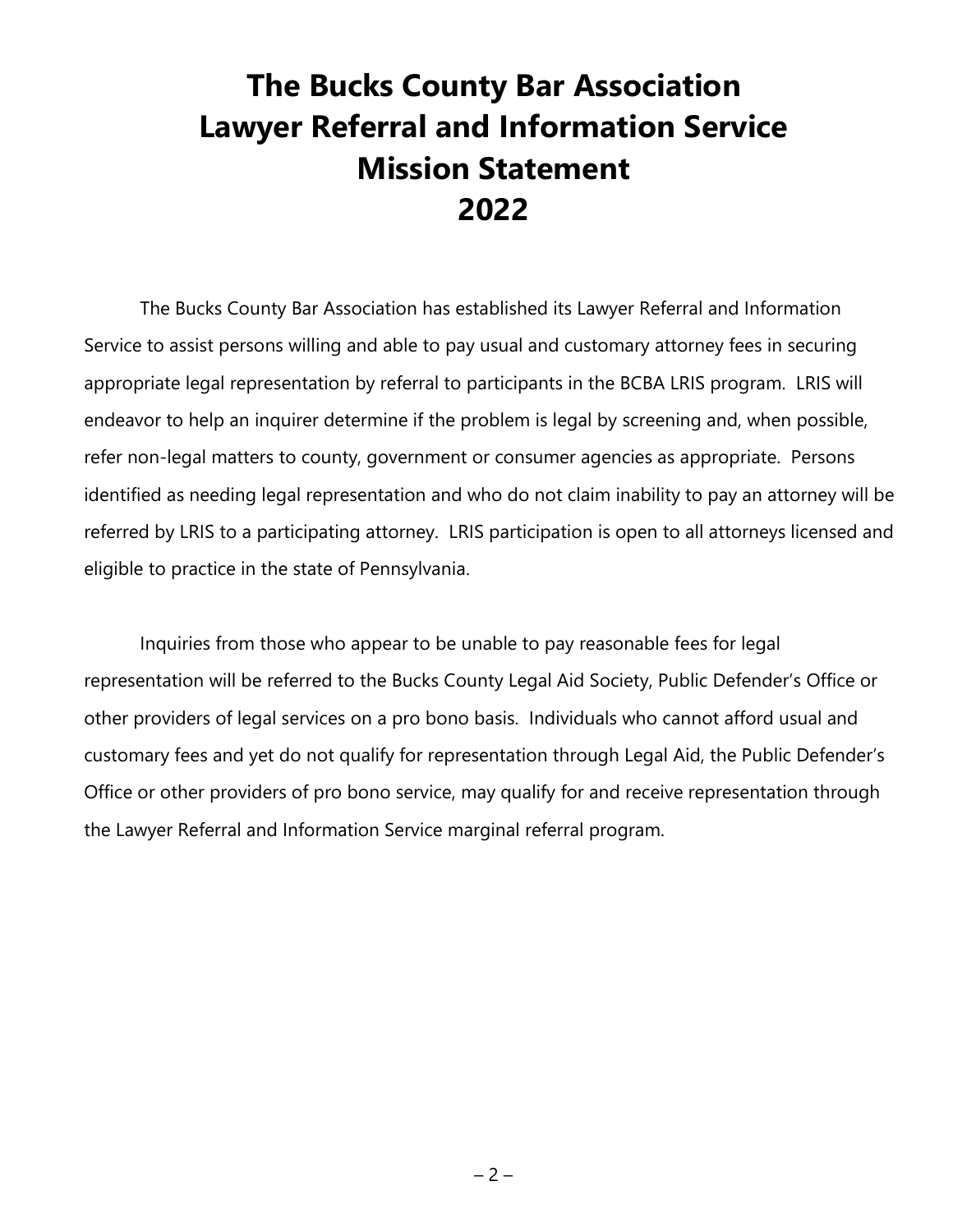# The Bucks County Bar Association
# Lawyer Referral and Information Service
# Mission Statement
# 2022

The Bucks County Bar Association has established its Lawyer Referral and Information Service to assist persons willing and able to pay usual and customary attorney fees in securing appropriate legal representation by referral to participants in the BCBA LRIS program. LRIS will endeavor to help an inquirer determine if the problem is legal by screening and, when possible, refer non-legal matters to county, government or consumer agencies as appropriate. Persons identified as needing legal representation and who do not claim inability to pay an attorney will be referred by LRIS to a participating attorney. LRIS participation is open to all attorneys licensed and eligible to practice in the state of Pennsylvania.

Inquiries from those who appear to be unable to pay reasonable fees for legal representation will be referred to the Bucks County Legal Aid Society, Public Defender's Office or other providers of legal services on a pro bono basis. Individuals who cannot afford usual and customary fees and yet do not qualify for representation through Legal Aid, the Public Defender's Office or other providers of pro bono service, may qualify for and receive representation through the Lawyer Referral and Information Service marginal referral program.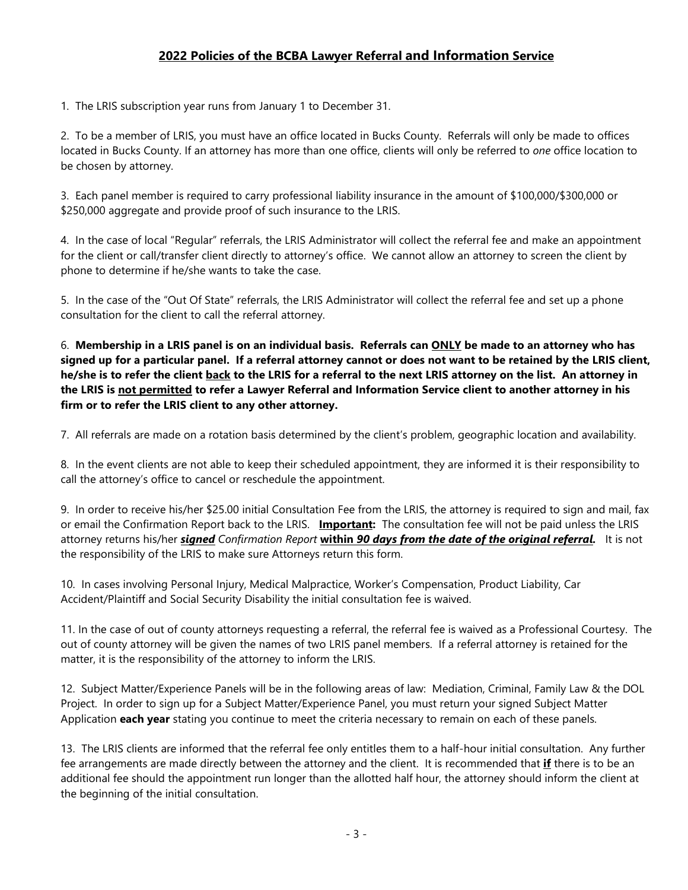## 2022 Policies of the BCBA Lawyer Referral and Information Service

1. The LRIS subscription year runs from January 1 to December 31.

2. To be a member of LRIS, you must have an office located in Bucks County. Referrals will only be made to offices located in Bucks County. If an attorney has more than one office, clients will only be referred to *one* office location to be chosen by attorney.

3. Each panel member is required to carry professional liability insurance in the amount of $100,000/$300,000 or $250,000 aggregate and provide proof of such insurance to the LRIS.

4. In the case of local "Regular" referrals, the LRIS Administrator will collect the referral fee and make an appointment for the client or call/transfer client directly to attorney's office. We cannot allow an attorney to screen the client by phone to determine if he/she wants to take the case.

5. In the case of the "Out Of State" referrals, the LRIS Administrator will collect the referral fee and set up a phone consultation for the client to call the referral attorney.

6. **Membership in a LRIS panel is on an individual basis. Referrals can <u>ONLY</u> be made to an attorney who has signed up for a particular panel. If a referral attorney cannot or does not want to be retained by the LRIS client, he/she is to refer the client <u>back</u> to the LRIS for a referral to the next LRIS attorney on the list. An attorney in the LRIS is <u>not permitted</u> to refer a Lawyer Referral and Information Service client to another attorney in his firm or to refer the LRIS client to any other attorney.**

7. All referrals are made on a rotation basis determined by the client's problem, geographic location and availability.

8. In the event clients are not able to keep their scheduled appointment, they are informed it is their responsibility to call the attorney's office to cancel or reschedule the appointment.

9. In order to receive his/her $25.00 initial Consultation Fee from the LRIS, the attorney is required to sign and mail, fax or email the Confirmation Report back to the LRIS. **<u>Important</u>:** The consultation fee will not be paid unless the LRIS attorney returns his/her ***<u>signed</u>*** *Confirmation Report* **<u>within *90 days from the date of the original referral*</u>.** It is not the responsibility of the LRIS to make sure Attorneys return this form.

10. In cases involving Personal Injury, Medical Malpractice, Worker's Compensation, Product Liability, Car Accident/Plaintiff and Social Security Disability the initial consultation fee is waived.

11. In the case of out of county attorneys requesting a referral, the referral fee is waived as a Professional Courtesy. The out of county attorney will be given the names of two LRIS panel members. If a referral attorney is retained for the matter, it is the responsibility of the attorney to inform the LRIS.

12. Subject Matter/Experience Panels will be in the following areas of law: Mediation, Criminal, Family Law & the DOL Project. In order to sign up for a Subject Matter/Experience Panel, you must return your signed Subject Matter Application **each year** stating you continue to meet the criteria necessary to remain on each of these panels.

13. The LRIS clients are informed that the referral fee only entitles them to a half-hour initial consultation. Any further fee arrangements are made directly between the attorney and the client. It is recommended that **<u>if</u>** there is to be an additional fee should the appointment run longer than the allotted half hour, the attorney should inform the client at the beginning of the initial consultation.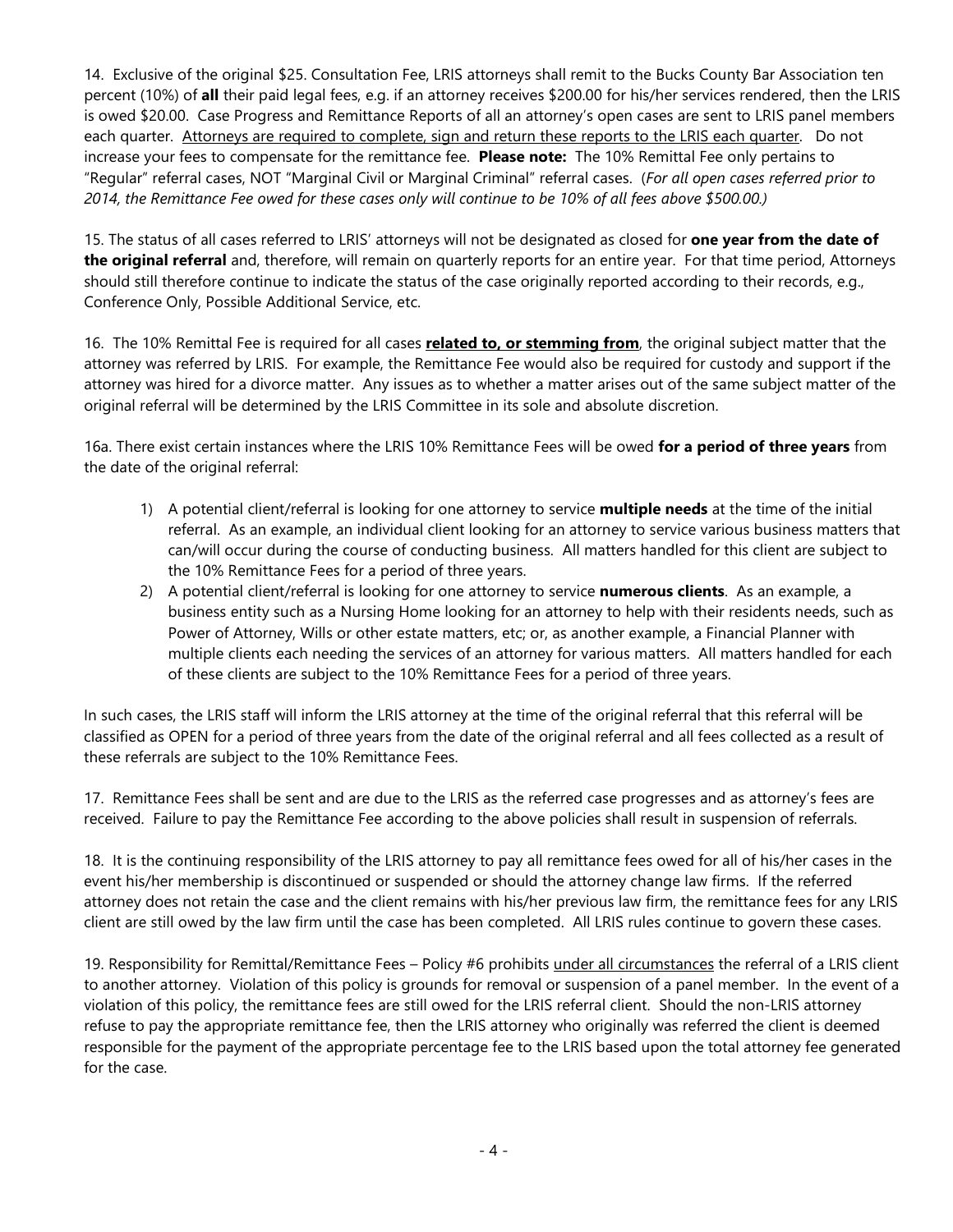14. Exclusive of the original $25. Consultation Fee, LRIS attorneys shall remit to the Bucks County Bar Association ten percent (10%) of **all** their paid legal fees, e.g. if an attorney receives $200.00 for his/her services rendered, then the LRIS is owed $20.00. Case Progress and Remittance Reports of all an attorney's open cases are sent to LRIS panel members each quarter. <u>Attorneys are required to complete, sign and return these reports to the LRIS each quarter</u>. Do not increase your fees to compensate for the remittance fee. **Please note:** The 10% Remittal Fee only pertains to "Regular" referral cases, NOT "Marginal Civil or Marginal Criminal" referral cases. (*For all open cases referred prior to 2014, the Remittance Fee owed for these cases only will continue to be 10% of all fees above $500.00.)*

15. The status of all cases referred to LRIS' attorneys will not be designated as closed for **one year from the date of the original referral** and, therefore, will remain on quarterly reports for an entire year. For that time period, Attorneys should still therefore continue to indicate the status of the case originally reported according to their records, e.g., Conference Only, Possible Additional Service, etc.

16. The 10% Remittal Fee is required for all cases **<u>related to, or stemming from</u>**, the original subject matter that the attorney was referred by LRIS. For example, the Remittance Fee would also be required for custody and support if the attorney was hired for a divorce matter. Any issues as to whether a matter arises out of the same subject matter of the original referral will be determined by the LRIS Committee in its sole and absolute discretion.

16a. There exist certain instances where the LRIS 10% Remittance Fees will be owed **for a period of three years** from the date of the original referral:

1) A potential client/referral is looking for one attorney to service **multiple needs** at the time of the initial referral. As an example, an individual client looking for an attorney to service various business matters that can/will occur during the course of conducting business. All matters handled for this client are subject to the 10% Remittance Fees for a period of three years.
2) A potential client/referral is looking for one attorney to service **numerous clients**. As an example, a business entity such as a Nursing Home looking for an attorney to help with their residents needs, such as Power of Attorney, Wills or other estate matters, etc; or, as another example, a Financial Planner with multiple clients each needing the services of an attorney for various matters. All matters handled for each of these clients are subject to the 10% Remittance Fees for a period of three years.

In such cases, the LRIS staff will inform the LRIS attorney at the time of the original referral that this referral will be classified as OPEN for a period of three years from the date of the original referral and all fees collected as a result of these referrals are subject to the 10% Remittance Fees.

17. Remittance Fees shall be sent and are due to the LRIS as the referred case progresses and as attorney's fees are received. Failure to pay the Remittance Fee according to the above policies shall result in suspension of referrals.

18. It is the continuing responsibility of the LRIS attorney to pay all remittance fees owed for all of his/her cases in the event his/her membership is discontinued or suspended or should the attorney change law firms. If the referred attorney does not retain the case and the client remains with his/her previous law firm, the remittance fees for any LRIS client are still owed by the law firm until the case has been completed. All LRIS rules continue to govern these cases.

19. Responsibility for Remittal/Remittance Fees – Policy #6 prohibits <u>under all circumstances</u> the referral of a LRIS client to another attorney. Violation of this policy is grounds for removal or suspension of a panel member. In the event of a violation of this policy, the remittance fees are still owed for the LRIS referral client. Should the non-LRIS attorney refuse to pay the appropriate remittance fee, then the LRIS attorney who originally was referred the client is deemed responsible for the payment of the appropriate percentage fee to the LRIS based upon the total attorney fee generated for the case.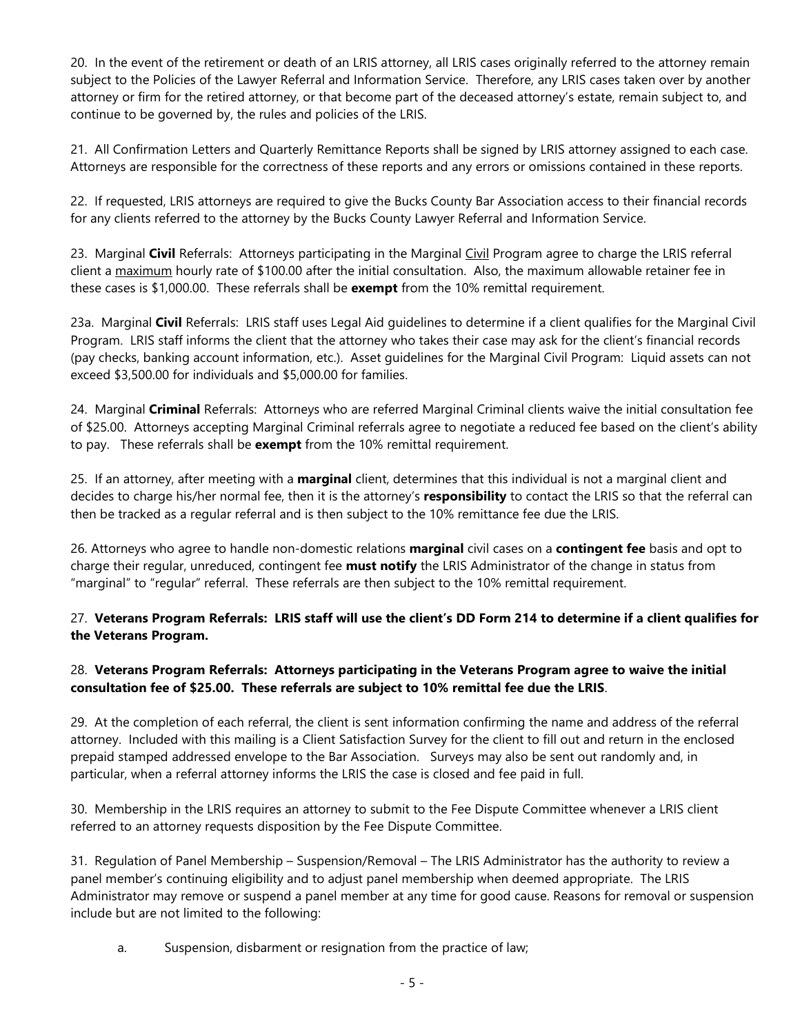20. In the event of the retirement or death of an LRIS attorney, all LRIS cases originally referred to the attorney remain subject to the Policies of the Lawyer Referral and Information Service. Therefore, any LRIS cases taken over by another attorney or firm for the retired attorney, or that become part of the deceased attorney's estate, remain subject to, and continue to be governed by, the rules and policies of the LRIS.

21. All Confirmation Letters and Quarterly Remittance Reports shall be signed by LRIS attorney assigned to each case. Attorneys are responsible for the correctness of these reports and any errors or omissions contained in these reports.

22. If requested, LRIS attorneys are required to give the Bucks County Bar Association access to their financial records for any clients referred to the attorney by the Bucks County Lawyer Referral and Information Service.

23. Marginal **Civil** Referrals: Attorneys participating in the Marginal Civil Program agree to charge the LRIS referral client a maximum hourly rate of $100.00 after the initial consultation. Also, the maximum allowable retainer fee in these cases is $1,000.00. These referrals shall be **exempt** from the 10% remittal requirement.

23a. Marginal **Civil** Referrals: LRIS staff uses Legal Aid guidelines to determine if a client qualifies for the Marginal Civil Program. LRIS staff informs the client that the attorney who takes their case may ask for the client's financial records (pay checks, banking account information, etc.). Asset guidelines for the Marginal Civil Program: Liquid assets can not exceed $3,500.00 for individuals and $5,000.00 for families.

24. Marginal **Criminal** Referrals: Attorneys who are referred Marginal Criminal clients waive the initial consultation fee of $25.00. Attorneys accepting Marginal Criminal referrals agree to negotiate a reduced fee based on the client's ability to pay. These referrals shall be **exempt** from the 10% remittal requirement.

25. If an attorney, after meeting with a **marginal** client, determines that this individual is not a marginal client and decides to charge his/her normal fee, then it is the attorney's **responsibility** to contact the LRIS so that the referral can then be tracked as a regular referral and is then subject to the 10% remittance fee due the LRIS.

26. Attorneys who agree to handle non-domestic relations **marginal** civil cases on a **contingent fee** basis and opt to charge their regular, unreduced, contingent fee **must notify** the LRIS Administrator of the change in status from "marginal" to "regular" referral. These referrals are then subject to the 10% remittal requirement.

27. **Veterans Program Referrals: LRIS staff will use the client's DD Form 214 to determine if a client qualifies for the Veterans Program.**

28. **Veterans Program Referrals: Attorneys participating in the Veterans Program agree to waive the initial consultation fee of $25.00. These referrals are subject to 10% remittal fee due the LRIS**.

29. At the completion of each referral, the client is sent information confirming the name and address of the referral attorney. Included with this mailing is a Client Satisfaction Survey for the client to fill out and return in the enclosed prepaid stamped addressed envelope to the Bar Association. Surveys may also be sent out randomly and, in particular, when a referral attorney informs the LRIS the case is closed and fee paid in full.

30. Membership in the LRIS requires an attorney to submit to the Fee Dispute Committee whenever a LRIS client referred to an attorney requests disposition by the Fee Dispute Committee.

31. Regulation of Panel Membership – Suspension/Removal – The LRIS Administrator has the authority to review a panel member's continuing eligibility and to adjust panel membership when deemed appropriate. The LRIS Administrator may remove or suspend a panel member at any time for good cause. Reasons for removal or suspension include but are not limited to the following:

a. Suspension, disbarment or resignation from the practice of law;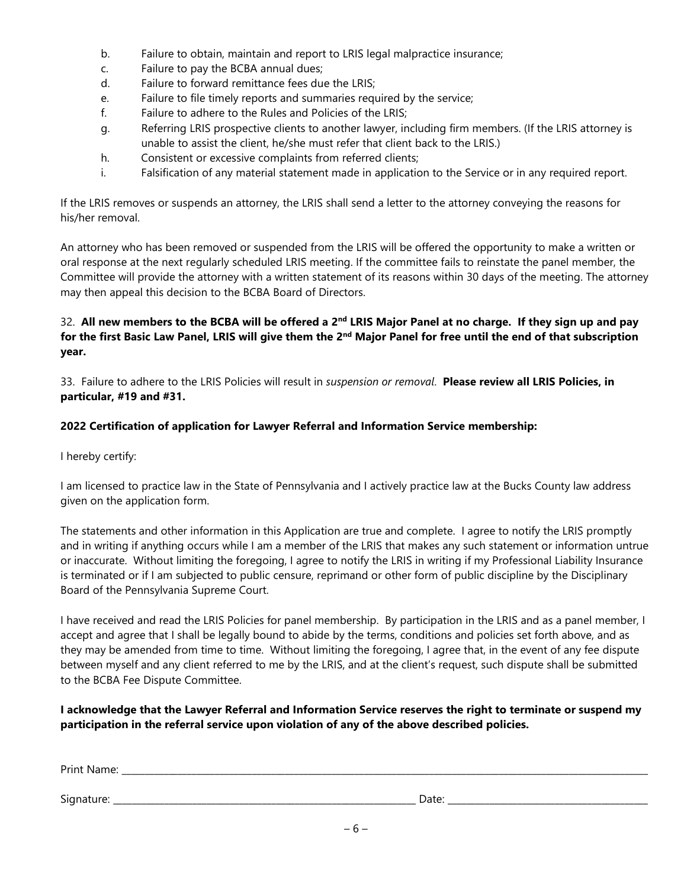b. Failure to obtain, maintain and report to LRIS legal malpractice insurance;
c. Failure to pay the BCBA annual dues;
d. Failure to forward remittance fees due the LRIS;
e. Failure to file timely reports and summaries required by the service;
f. Failure to adhere to the Rules and Policies of the LRIS;
g. Referring LRIS prospective clients to another lawyer, including firm members. (If the LRIS attorney is unable to assist the client, he/she must refer that client back to the LRIS.)
h. Consistent or excessive complaints from referred clients;
i. Falsification of any material statement made in application to the Service or in any required report.

If the LRIS removes or suspends an attorney, the LRIS shall send a letter to the attorney conveying the reasons for his/her removal.

An attorney who has been removed or suspended from the LRIS will be offered the opportunity to make a written or oral response at the next regularly scheduled LRIS meeting. If the committee fails to reinstate the panel member, the Committee will provide the attorney with a written statement of its reasons within 30 days of the meeting. The attorney may then appeal this decision to the BCBA Board of Directors.

32. **All new members to the BCBA will be offered a 2nd LRIS Major Panel at no charge. If they sign up and pay for the first Basic Law Panel, LRIS will give them the 2nd Major Panel for free until the end of that subscription year.**

33. Failure to adhere to the LRIS Policies will result in *suspension or removal*. **Please review all LRIS Policies, in particular, #19 and #31.**

**2022 Certification of application for Lawyer Referral and Information Service membership:**

I hereby certify:

I am licensed to practice law in the State of Pennsylvania and I actively practice law at the Bucks County law address given on the application form.

The statements and other information in this Application are true and complete. I agree to notify the LRIS promptly and in writing if anything occurs while I am a member of the LRIS that makes any such statement or information untrue or inaccurate. Without limiting the foregoing, I agree to notify the LRIS in writing if my Professional Liability Insurance is terminated or if I am subjected to public censure, reprimand or other form of public discipline by the Disciplinary Board of the Pennsylvania Supreme Court.

I have received and read the LRIS Policies for panel membership. By participation in the LRIS and as a panel member, I accept and agree that I shall be legally bound to abide by the terms, conditions and policies set forth above, and as they may be amended from time to time. Without limiting the foregoing, I agree that, in the event of any fee dispute between myself and any client referred to me by the LRIS, and at the client's request, such dispute shall be submitted to the BCBA Fee Dispute Committee.

**I acknowledge that the Lawyer Referral and Information Service reserves the right to terminate or suspend my participation in the referral service upon violation of any of the above described policies.**

Print Name: ____________________________________________

Signature: ______________________________ Date: ____________________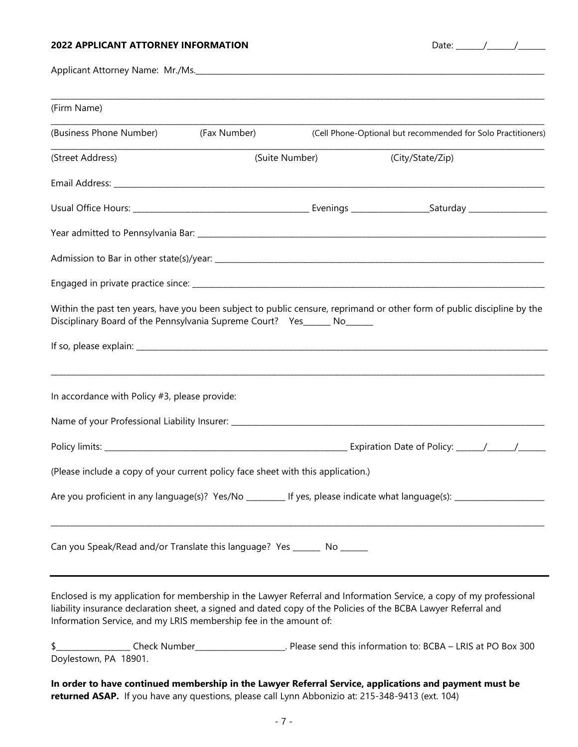**2022 APPLICANT ATTORNEY INFORMATION** Date: ______/______/______

Applicant Attorney Name: Mr./Ms.________________________________________________________________

________________________________________________________________________________________

(Firm Name)

________________________________________________________________________________________

(Business Phone Number) (Fax Number) (Cell Phone-Optional but recommended for Solo Practitioners)

________________________________________________________________________________________

(Street Address) (Suite Number) (City/State/Zip)

Email Address: ________________________________________________________________________

Usual Office Hours: ______________________________ Evenings ______________Saturday ______________

Year admitted to Pennsylvania Bar: _______________________________________________________

Admission to Bar in other state(s)/year: ___________________________________________________

Engaged in private practice since: _______________________________________________________

Within the past ten years, have you been subject to public censure, reprimand or other form of public discipline by the Disciplinary Board of the Pennsylvania Supreme Court? Yes______ No______

If so, please explain: ___________________________________________________________________

________________________________________________________________________________________

In accordance with Policy #3, please provide:

Name of your Professional Liability Insurer: _______________________________________________

Policy limits: ____________________________________________ Expiration Date of Policy: ______/______/______

(Please include a copy of your current policy face sheet with this application.)

Are you proficient in any language(s)? Yes/No _________ If yes, please indicate what language(s): ____________________

________________________________________________________________________________________

Can you Speak/Read and/or Translate this language? Yes ______ No ______

---

Enclosed is my application for membership in the Lawyer Referral and Information Service, a copy of my professional liability insurance declaration sheet, a signed and dated copy of the Policies of the BCBA Lawyer Referral and Information Service, and my LRIS membership fee in the amount of:

$_________________ Check Number_____________________. Please send this information to: BCBA – LRIS at PO Box 300 Doylestown, PA 18901.

**In order to have continued membership in the Lawyer Referral Service, applications and payment must be returned ASAP.** If you have any questions, please call Lynn Abbonizio at: 215-348-9413 (ext. 104)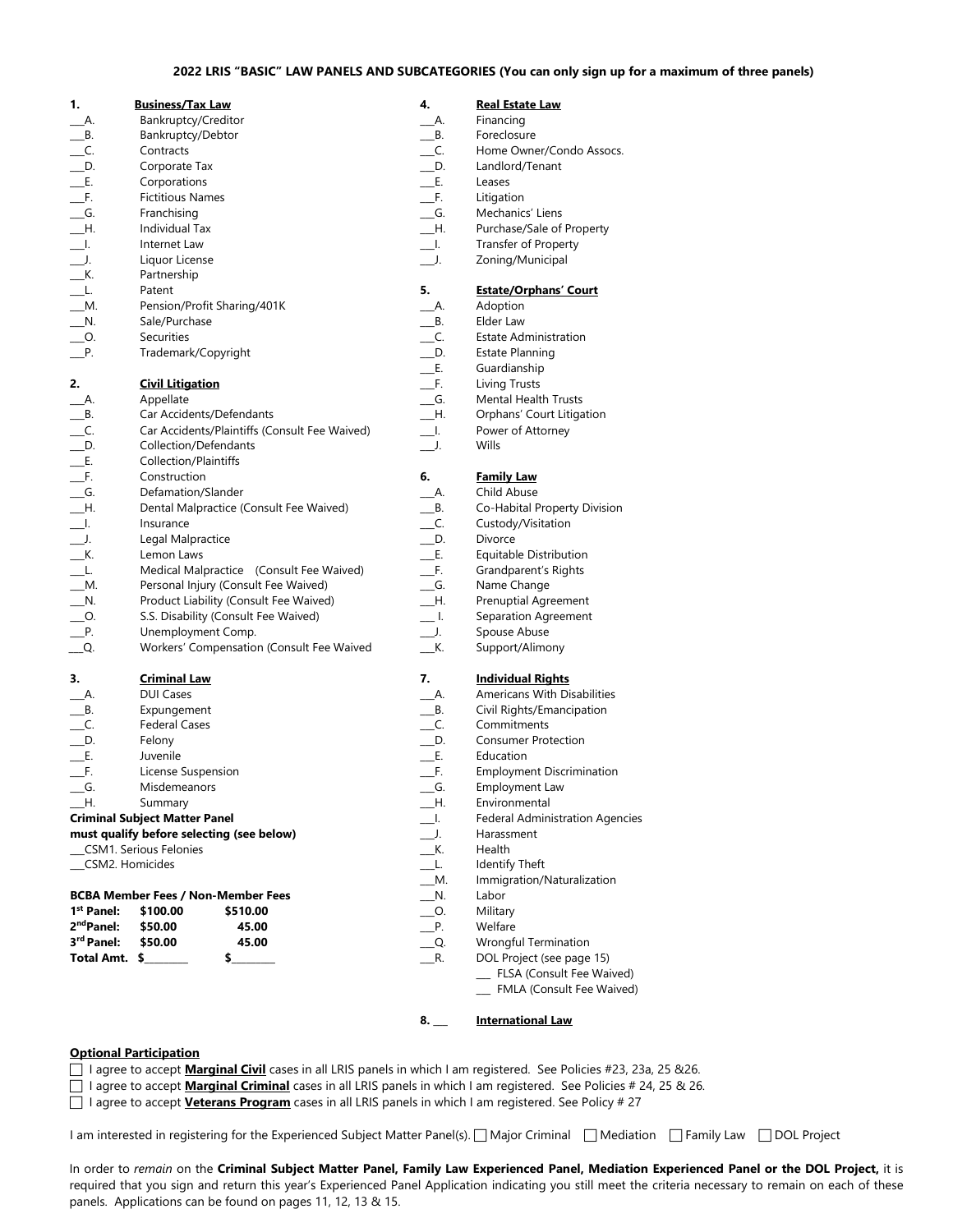**2022 LRIS "BASIC" LAW PANELS AND SUBCATEGORIES (You can only sign up for a maximum of three panels)**

**1. Business/Tax Law**

___A. Bankruptcy/Creditor
___B. Bankruptcy/Debtor
___C. Contracts
___D. Corporate Tax
___E. Corporations
___F. Fictitious Names
___G. Franchising
___H. Individual Tax
___I. Internet Law
___J. Liquor License
___K. Partnership
___L. Patent
___M. Pension/Profit Sharing/401K
___N. Sale/Purchase
___O. Securities
___P. Trademark/Copyright

**2. Civil Litigation**

___A. Appellate
___B. Car Accidents/Defendants
___C. Car Accidents/Plaintiffs (Consult Fee Waived)
___D. Collection/Defendants
___E. Collection/Plaintiffs
___F. Construction
___G. Defamation/Slander
___H. Dental Malpractice (Consult Fee Waived)
___I. Insurance
___J. Legal Malpractice
___K. Lemon Laws
___L. Medical Malpractice (Consult Fee Waived)
___M. Personal Injury (Consult Fee Waived)
___N. Product Liability (Consult Fee Waived)
___O. S.S. Disability (Consult Fee Waived)
___P. Unemployment Comp.
___Q. Workers' Compensation (Consult Fee Waived

**3. Criminal Law**

___A. DUI Cases
___B. Expungement
___C. Federal Cases
___D. Felony
___E. Juvenile
___F. License Suspension
___G. Misdemeanors
___H. Summary

**Criminal Subject Matter Panel must qualify before selecting (see below)**

___CSM1. Serious Felonies
___CSM2. Homicides

**BCBA Member Fees / Non-Member Fees**

| | BCBA Member Fees | Non-Member Fees |
|---|---|---|
| **1st Panel:** | **$100.00** | **$510.00** |
| **2nd Panel:** | **$50.00** | **45.00** |
| **3rd Panel:** | **$50.00** | **45.00** |
| **Total Amt.** | **$________** | **$________** |

**4. Real Estate Law**

___A. Financing
___B. Foreclosure
___C. Home Owner/Condo Assocs.
___D. Landlord/Tenant
___E. Leases
___F. Litigation
___G. Mechanics' Liens
___H. Purchase/Sale of Property
___I. Transfer of Property
___J. Zoning/Municipal

**5. Estate/Orphans' Court**

___A. Adoption
___B. Elder Law
___C. Estate Administration
___D. Estate Planning
___E. Guardianship
___F. Living Trusts
___G. Mental Health Trusts
___H. Orphans' Court Litigation
___I. Power of Attorney
___J. Wills

**6. Family Law**

___A. Child Abuse
___B. Co-Habital Property Division
___C. Custody/Visitation
___D. Divorce
___E. Equitable Distribution
___F. Grandparent's Rights
___G. Name Change
___H. Prenuptial Agreement
___ I. Separation Agreement
___J. Spouse Abuse
___K. Support/Alimony

**7. Individual Rights**

___A. Americans With Disabilities
___B. Civil Rights/Emancipation
___C. Commitments
___D. Consumer Protection
___E. Education
___F. Employment Discrimination
___G. Employment Law
___H. Environmental
___I. Federal Administration Agencies
___J. Harassment
___K. Health
___L. Identify Theft
___M. Immigration/Naturalization
___N. Labor
___O. Military
___P. Welfare
___Q. Wrongful Termination
___R. DOL Project (see page 15)
 ___ FLSA (Consult Fee Waived)
 ___ FMLA (Consult Fee Waived)

**8. ___ International Law**

**Optional Participation**

☐ I agree to accept **Marginal Civil** cases in all LRIS panels in which I am registered. See Policies #23, 23a, 25 &26.
☐ I agree to accept **Marginal Criminal** cases in all LRIS panels in which I am registered. See Policies # 24, 25 & 26.
☐ I agree to accept **Veterans Program** cases in all LRIS panels in which I am registered. See Policy # 27

I am interested in registering for the Experienced Subject Matter Panel(s). ☐ Major Criminal ☐ Mediation ☐ Family Law ☐ DOL Project

In order to *remain* on the **Criminal Subject Matter Panel, Family Law Experienced Panel, Mediation Experienced Panel or the DOL Project,** it is required that you sign and return this year's Experienced Panel Application indicating you still meet the criteria necessary to remain on each of these panels. Applications can be found on pages 11, 12, 13 & 15.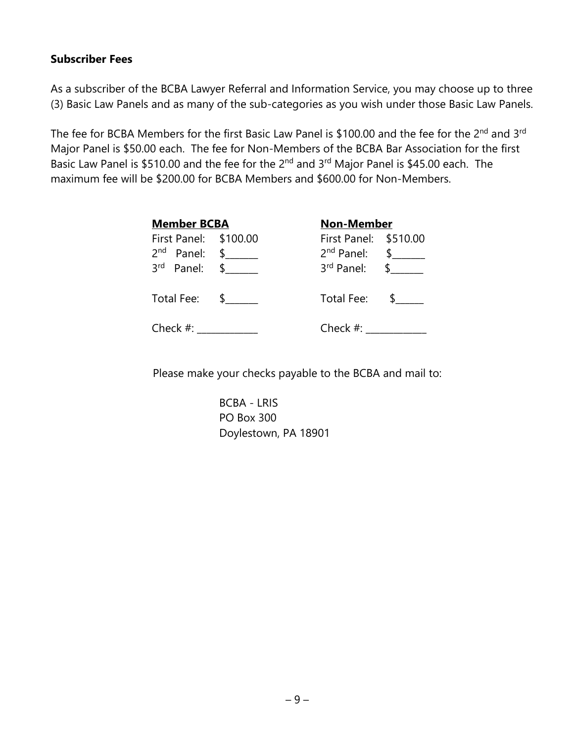**Subscriber Fees**

As a subscriber of the BCBA Lawyer Referral and Information Service, you may choose up to three (3) Basic Law Panels and as many of the sub-categories as you wish under those Basic Law Panels.

The fee for BCBA Members for the first Basic Law Panel is $100.00 and the fee for the 2nd and 3rd Major Panel is $50.00 each. The fee for Non-Members of the BCBA Bar Association for the first Basic Law Panel is $510.00 and the fee for the 2nd and 3rd Major Panel is $45.00 each. The maximum fee will be $200.00 for BCBA Members and $600.00 for Non-Members.

| **Member BCBA** | | **Non-Member** | |
|---|---|---|---|
| First Panel: | $100.00 | First Panel: | $510.00 |
| 2nd Panel: | $______ | 2nd Panel: | $______ |
| 3rd Panel: | $______ | 3rd Panel: | $______ |
| Total Fee: | $______ | Total Fee: | $______ |
| Check #: | ____________ | Check #: | ____________ |

Please make your checks payable to the BCBA and mail to:

BCBA - LRIS
PO Box 300
Doylestown, PA 18901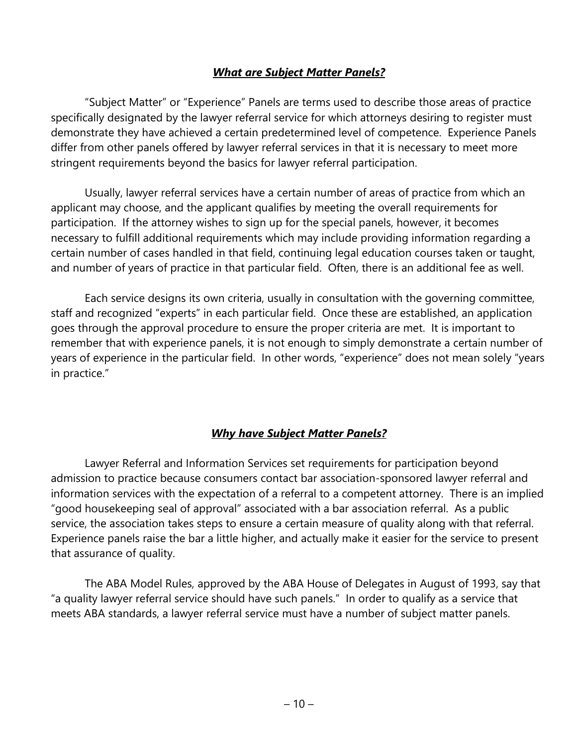## ***What are Subject Matter Panels?***

"Subject Matter" or "Experience" Panels are terms used to describe those areas of practice specifically designated by the lawyer referral service for which attorneys desiring to register must demonstrate they have achieved a certain predetermined level of competence. Experience Panels differ from other panels offered by lawyer referral services in that it is necessary to meet more stringent requirements beyond the basics for lawyer referral participation.

Usually, lawyer referral services have a certain number of areas of practice from which an applicant may choose, and the applicant qualifies by meeting the overall requirements for participation. If the attorney wishes to sign up for the special panels, however, it becomes necessary to fulfill additional requirements which may include providing information regarding a certain number of cases handled in that field, continuing legal education courses taken or taught, and number of years of practice in that particular field. Often, there is an additional fee as well.

Each service designs its own criteria, usually in consultation with the governing committee, staff and recognized "experts" in each particular field. Once these are established, an application goes through the approval procedure to ensure the proper criteria are met. It is important to remember that with experience panels, it is not enough to simply demonstrate a certain number of years of experience in the particular field. In other words, "experience" does not mean solely "years in practice."

## ***Why have Subject Matter Panels?***

Lawyer Referral and Information Services set requirements for participation beyond admission to practice because consumers contact bar association-sponsored lawyer referral and information services with the expectation of a referral to a competent attorney. There is an implied "good housekeeping seal of approval" associated with a bar association referral. As a public service, the association takes steps to ensure a certain measure of quality along with that referral. Experience panels raise the bar a little higher, and actually make it easier for the service to present that assurance of quality.

The ABA Model Rules, approved by the ABA House of Delegates in August of 1993, say that "a quality lawyer referral service should have such panels." In order to qualify as a service that meets ABA standards, a lawyer referral service must have a number of subject matter panels.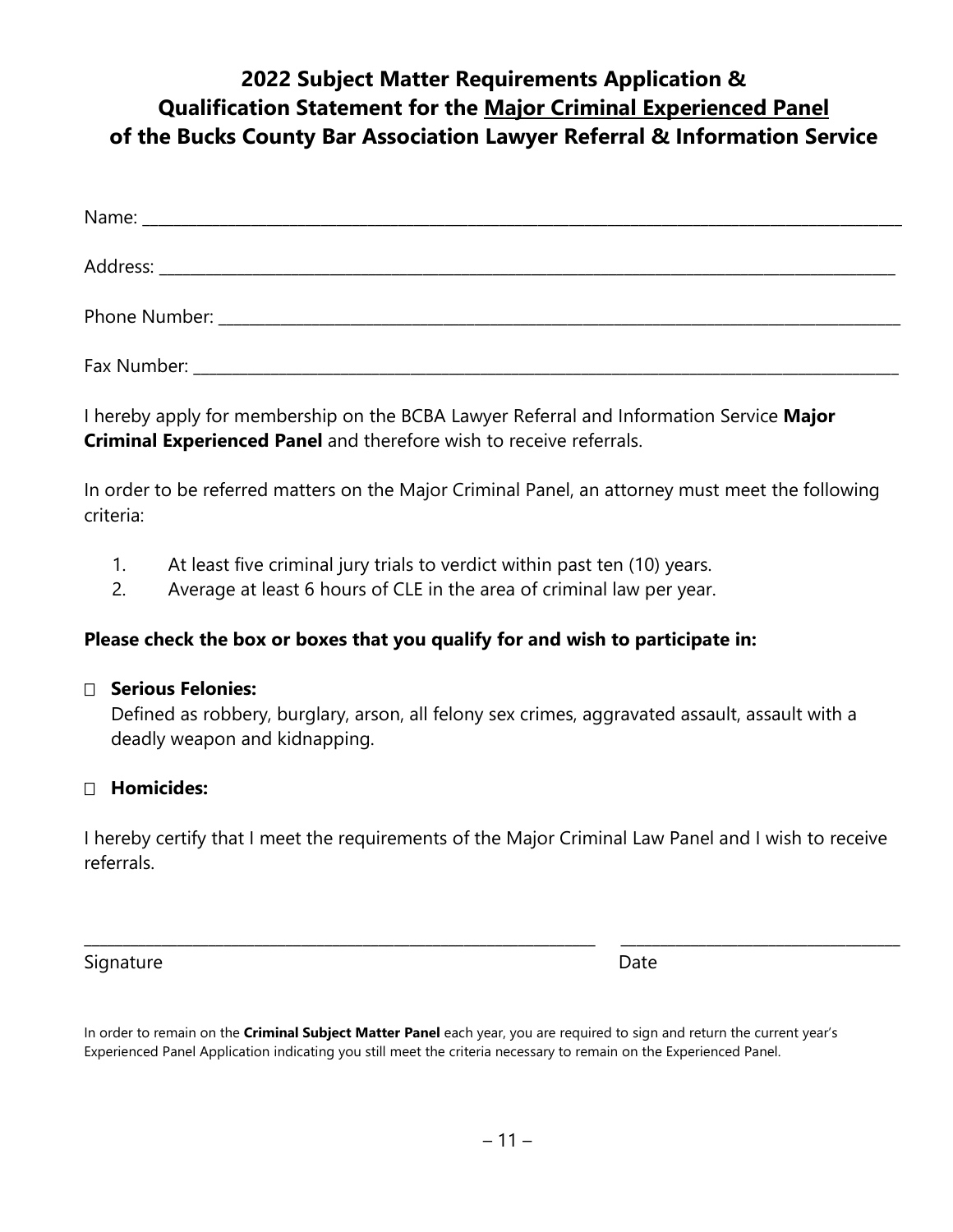# 2022 Subject Matter Requirements Application & Qualification Statement for the Major Criminal Experienced Panel of the Bucks County Bar Association Lawyer Referral & Information Service

Name: ______________________________________________________________________

Address: ____________________________________________________________________

Phone Number: _______________________________________________________________

Fax Number: _________________________________________________________________

I hereby apply for membership on the BCBA Lawyer Referral and Information Service **Major Criminal Experienced Panel** and therefore wish to receive referrals.

In order to be referred matters on the Major Criminal Panel, an attorney must meet the following criteria:

1. At least five criminal jury trials to verdict within past ten (10) years.
2. Average at least 6 hours of CLE in the area of criminal law per year.

**Please check the box or boxes that you qualify for and wish to participate in:**

☐ **Serious Felonies:**
Defined as robbery, burglary, arson, all felony sex crimes, aggravated assault, assault with a deadly weapon and kidnapping.

☐ **Homicides:**

I hereby certify that I meet the requirements of the Major Criminal Law Panel and I wish to receive referrals.

_______________________________________________ _________________________

Signature Date

In order to remain on the **Criminal Subject Matter Panel** each year, you are required to sign and return the current year's Experienced Panel Application indicating you still meet the criteria necessary to remain on the Experienced Panel.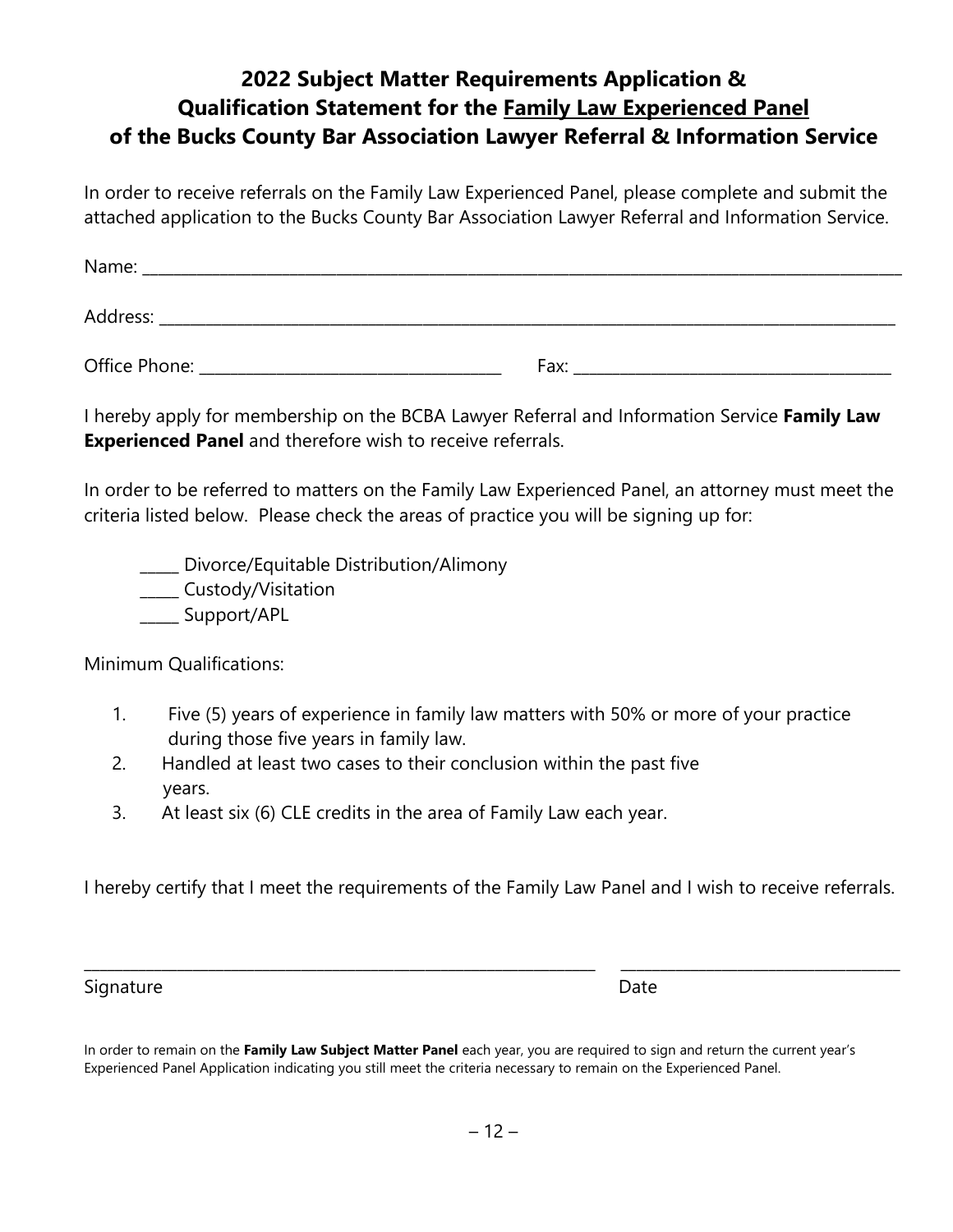# 2022 Subject Matter Requirements Application & Qualification Statement for the Family Law Experienced Panel of the Bucks County Bar Association Lawyer Referral & Information Service

In order to receive referrals on the Family Law Experienced Panel, please complete and submit the attached application to the Bucks County Bar Association Lawyer Referral and Information Service.

Name: ______________________________________________________________________________

Address: ____________________________________________________________________________

Office Phone: ______________________________ Fax: ________________________________

I hereby apply for membership on the BCBA Lawyer Referral and Information Service **Family Law Experienced Panel** and therefore wish to receive referrals.

In order to be referred to matters on the Family Law Experienced Panel, an attorney must meet the criteria listed below. Please check the areas of practice you will be signing up for:

_____ Divorce/Equitable Distribution/Alimony
_____ Custody/Visitation
_____ Support/APL

Minimum Qualifications:

1. Five (5) years of experience in family law matters with 50% or more of your practice during those five years in family law.
2. Handled at least two cases to their conclusion within the past five years.
3. At least six (6) CLE credits in the area of Family Law each year.

I hereby certify that I meet the requirements of the Family Law Panel and I wish to receive referrals.

_______________________________________________________ ______________________________

Signature Date

In order to remain on the **Family Law Subject Matter Panel** each year, you are required to sign and return the current year's Experienced Panel Application indicating you still meet the criteria necessary to remain on the Experienced Panel.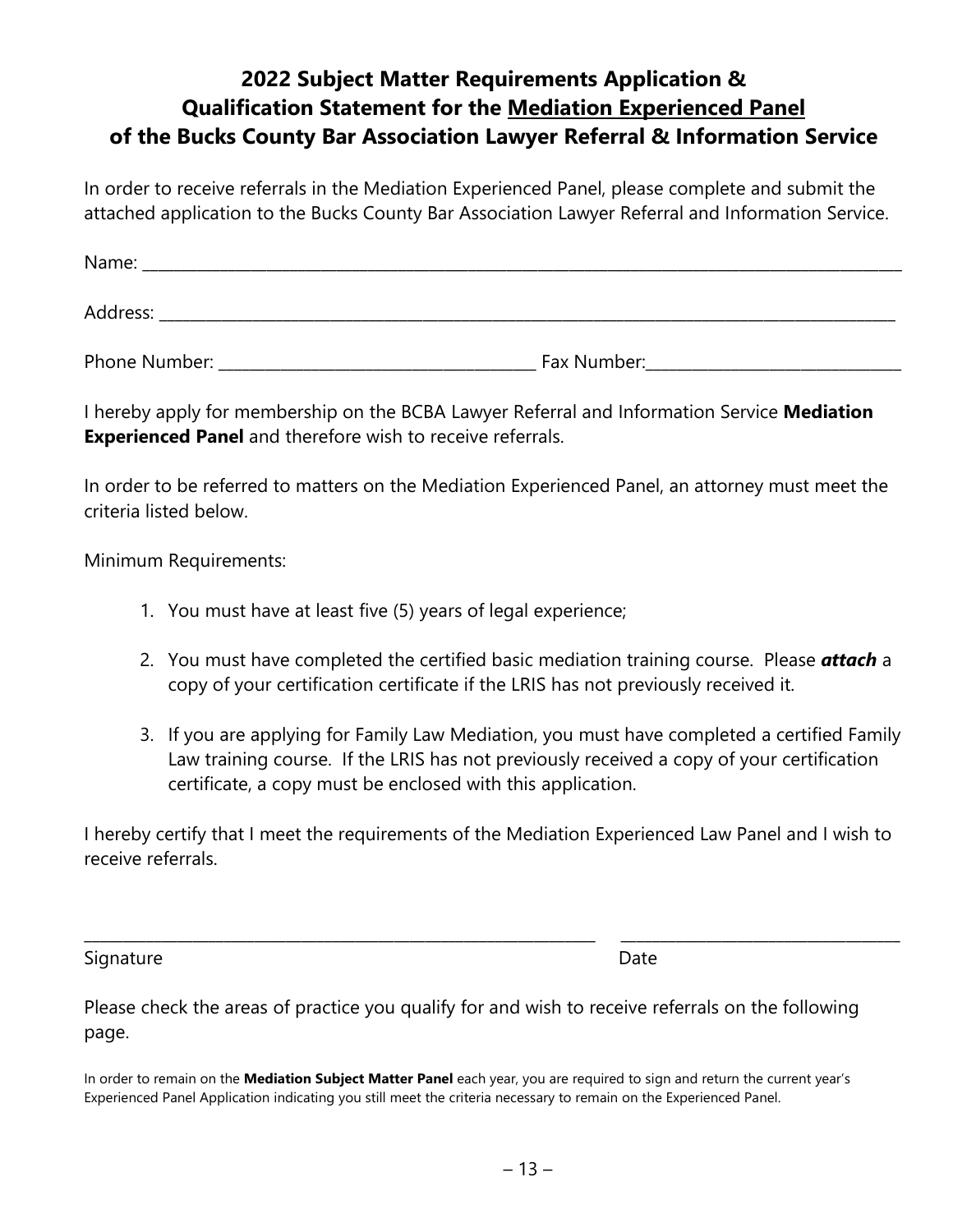# 2022 Subject Matter Requirements Application & Qualification Statement for the Mediation Experienced Panel of the Bucks County Bar Association Lawyer Referral & Information Service

In order to receive referrals in the Mediation Experienced Panel, please complete and submit the attached application to the Bucks County Bar Association Lawyer Referral and Information Service.

Name: ______________________________________________________________________________

Address: ____________________________________________________________________________

Phone Number: ________________________________ Fax Number:__________________________

I hereby apply for membership on the BCBA Lawyer Referral and Information Service **Mediation Experienced Panel** and therefore wish to receive referrals.

In order to be referred to matters on the Mediation Experienced Panel, an attorney must meet the criteria listed below.

Minimum Requirements:

1. You must have at least five (5) years of legal experience;
2. You must have completed the certified basic mediation training course. Please ***attach*** a copy of your certification certificate if the LRIS has not previously received it.
3. If you are applying for Family Law Mediation, you must have completed a certified Family Law training course. If the LRIS has not previously received a copy of your certification certificate, a copy must be enclosed with this application.

I hereby certify that I meet the requirements of the Mediation Experienced Law Panel and I wish to receive referrals.

_______________________________________________________ ____________________________

Signature Date

Please check the areas of practice you qualify for and wish to receive referrals on the following page.

In order to remain on the **Mediation Subject Matter Panel** each year, you are required to sign and return the current year's Experienced Panel Application indicating you still meet the criteria necessary to remain on the Experienced Panel.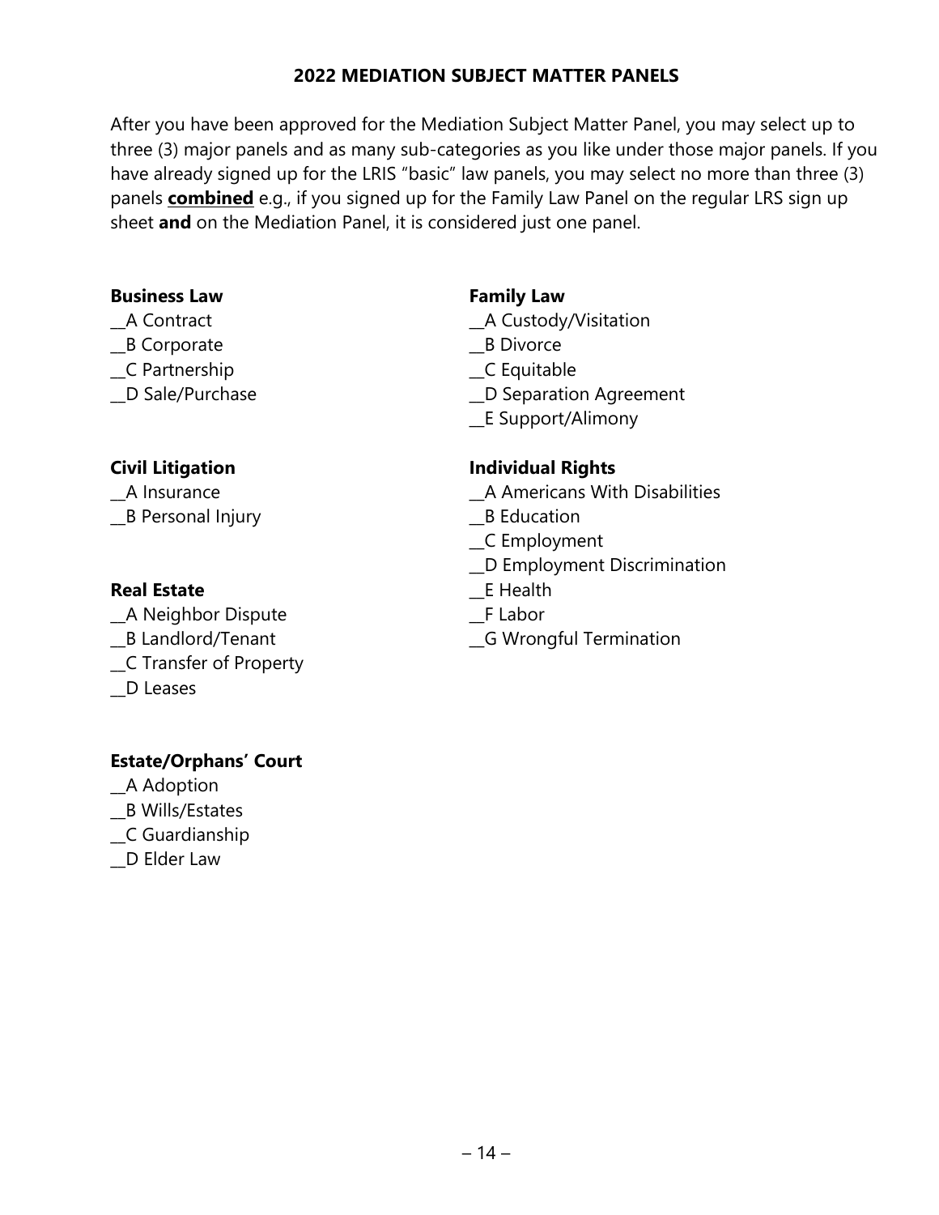## 2022 MEDIATION SUBJECT MATTER PANELS

After you have been approved for the Mediation Subject Matter Panel, you may select up to three (3) major panels and as many sub-categories as you like under those major panels. If you have already signed up for the LRIS "basic" law panels, you may select no more than three (3) panels **combined** e.g., if you signed up for the Family Law Panel on the regular LRS sign up sheet **and** on the Mediation Panel, it is considered just one panel.

**Business Law**

__A Contract
__B Corporate
__C Partnership
__D Sale/Purchase

**Civil Litigation**

__A Insurance
__B Personal Injury

**Real Estate**

__A Neighbor Dispute
__B Landlord/Tenant
__C Transfer of Property
__D Leases

**Estate/Orphans' Court**

__A Adoption
__B Wills/Estates
__C Guardianship
__D Elder Law

**Family Law**

__A Custody/Visitation
__B Divorce
__C Equitable
__D Separation Agreement
__E Support/Alimony

**Individual Rights**

__A Americans With Disabilities
__B Education
__C Employment
__D Employment Discrimination
__E Health
__F Labor
__G Wrongful Termination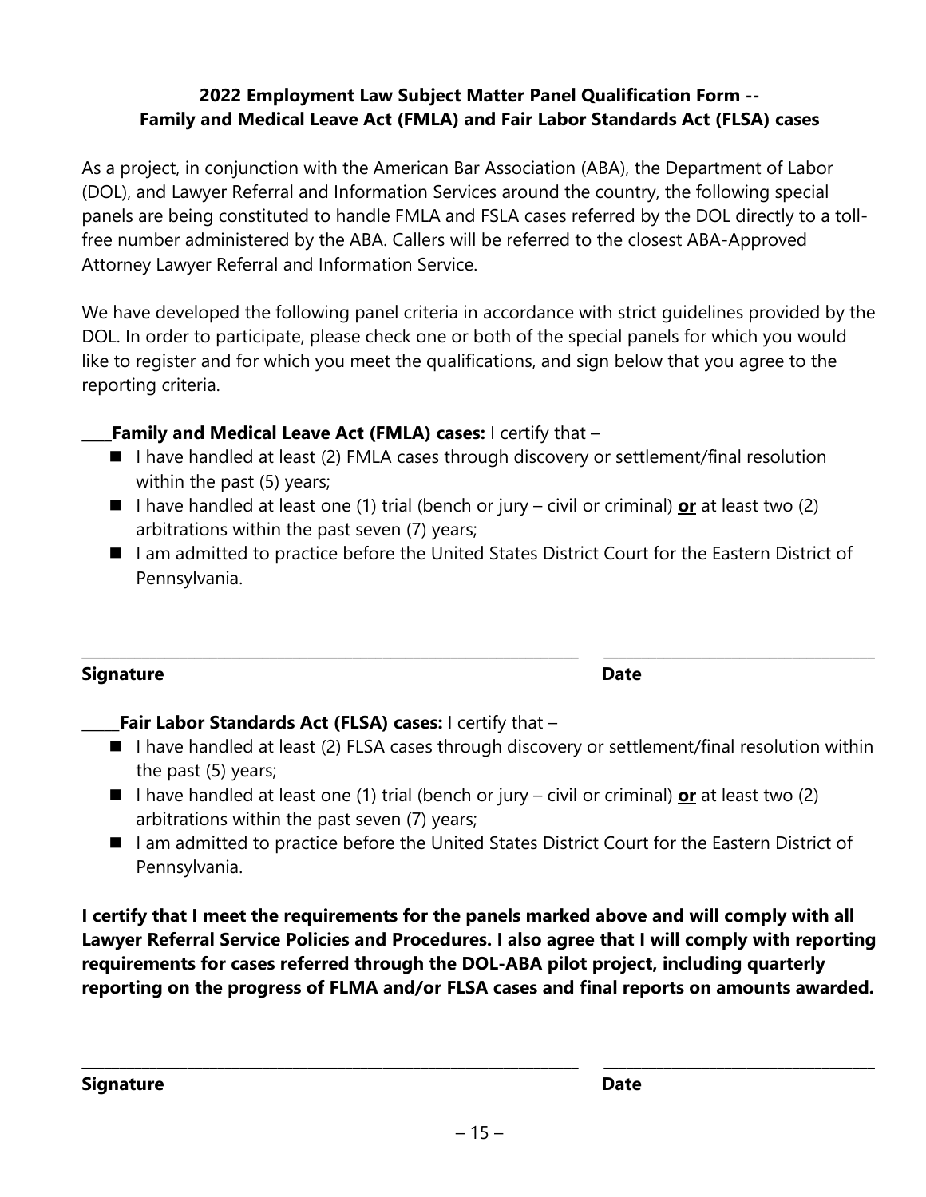**2022 Employment Law Subject Matter Panel Qualification Form -- Family and Medical Leave Act (FMLA) and Fair Labor Standards Act (FLSA) cases**

As a project, in conjunction with the American Bar Association (ABA), the Department of Labor (DOL), and Lawyer Referral and Information Services around the country, the following special panels are being constituted to handle FMLA and FSLA cases referred by the DOL directly to a toll-free number administered by the ABA. Callers will be referred to the closest ABA-Approved Attorney Lawyer Referral and Information Service.

We have developed the following panel criteria in accordance with strict guidelines provided by the DOL. In order to participate, please check one or both of the special panels for which you would like to register and for which you meet the qualifications, and sign below that you agree to the reporting criteria.

____**Family and Medical Leave Act (FMLA) cases:** I certify that –

- I have handled at least (2) FMLA cases through discovery or settlement/final resolution within the past (5) years;
- I have handled at least one (1) trial (bench or jury – civil or criminal) **or** at least two (2) arbitrations within the past seven (7) years;
- I am admitted to practice before the United States District Court for the Eastern District of Pennsylvania.

\_\_\_\_\_\_\_\_\_\_\_\_\_\_\_\_\_\_\_\_\_\_\_\_\_\_\_\_\_\_\_\_\_\_\_\_ \_\_\_\_\_\_\_\_\_\_\_\_\_\_\_\_\_\_\_\_

**Signature** **Date**

_____**Fair Labor Standards Act (FLSA) cases:** I certify that –

- I have handled at least (2) FLSA cases through discovery or settlement/final resolution within the past (5) years;
- I have handled at least one (1) trial (bench or jury – civil or criminal) **or** at least two (2) arbitrations within the past seven (7) years;
- I am admitted to practice before the United States District Court for the Eastern District of Pennsylvania.

**I certify that I meet the requirements for the panels marked above and will comply with all Lawyer Referral Service Policies and Procedures. I also agree that I will comply with reporting requirements for cases referred through the DOL-ABA pilot project, including quarterly reporting on the progress of FLMA and/or FLSA cases and final reports on amounts awarded.**

\_\_\_\_\_\_\_\_\_\_\_\_\_\_\_\_\_\_\_\_\_\_\_\_\_\_\_\_\_\_\_\_\_\_\_\_ \_\_\_\_\_\_\_\_\_\_\_\_\_\_\_\_\_\_\_\_

**Signature** **Date**